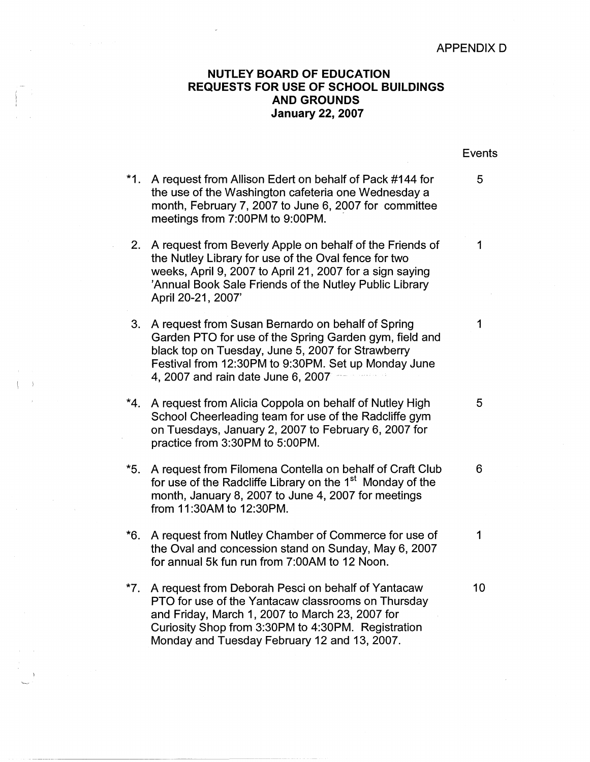APPENDIX D

**NUTLEY BOARD OF EDUCATION**
**REQUESTS FOR USE OF SCHOOL BUILDINGS AND GROUNDS**
**January 22, 2007**

| | Request | Events |
|---|---|---|
| *1. | A request from Allison Edert on behalf of Pack #144 for the use of the Washington cafeteria one Wednesday a month, February 7, 2007 to June 6, 2007 for committee meetings from 7:00PM to 9:00PM. | 5 |
| 2. | A request from Beverly Apple on behalf of the Friends of the Nutley Library for use of the Oval fence for two weeks, April 9, 2007 to April 21, 2007 for a sign saying 'Annual Book Sale Friends of the Nutley Public Library April 20-21, 2007' | 1 |
| 3. | A request from Susan Bernardo on behalf of Spring Garden PTO for use of the Spring Garden gym, field and black top on Tuesday, June 5, 2007 for Strawberry Festival from 12:30PM to 9:30PM. Set up Monday June 4, 2007 and rain date June 6, 2007 | 1 |
| *4. | A request from Alicia Coppola on behalf of Nutley High School Cheerleading team for use of the Radcliffe gym on Tuesdays, January 2, 2007 to February 6, 2007 for practice from 3:30PM to 5:00PM. | 5 |
| *5. | A request from Filomena Contella on behalf of Craft Club for use of the Radcliffe Library on the 1st Monday of the month, January 8, 2007 to June 4, 2007 for meetings from 11:30AM to 12:30PM. | 6 |
| *6. | A request from Nutley Chamber of Commerce for use of the Oval and concession stand on Sunday, May 6, 2007 for annual 5k fun run from 7:00AM to 12 Noon. | 1 |
| *7. | A request from Deborah Pesci on behalf of Yantacaw PTO for use of the Yantacaw classrooms on Thursday and Friday, March 1, 2007 to March 23, 2007 for Curiosity Shop from 3:30PM to 4:30PM. Registration Monday and Tuesday February 12 and 13, 2007. | 10 |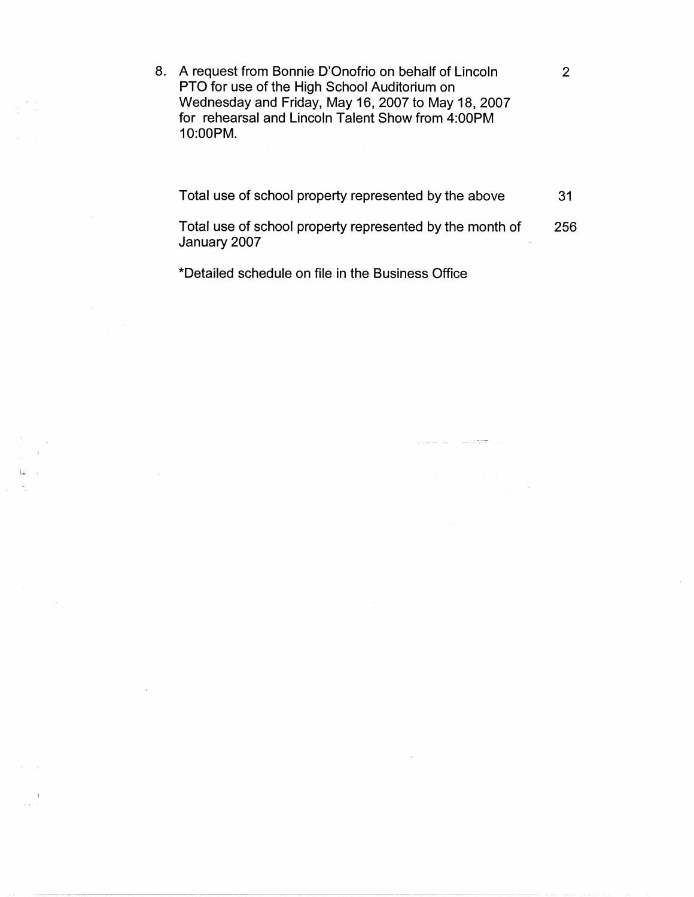8. A request from Bonnie D'Onofrio on behalf of Lincoln PTO for use of the High School Auditorium on Wednesday and Friday, May 16, 2007 to May 18, 2007 for rehearsal and Lincoln Talent Show from 4:00PM 10:00PM. 2

| | |
|---|---|
| Total use of school property represented by the above | 31 |
| Total use of school property represented by the month of January 2007 | 256 |

*Detailed schedule on file in the Business Office